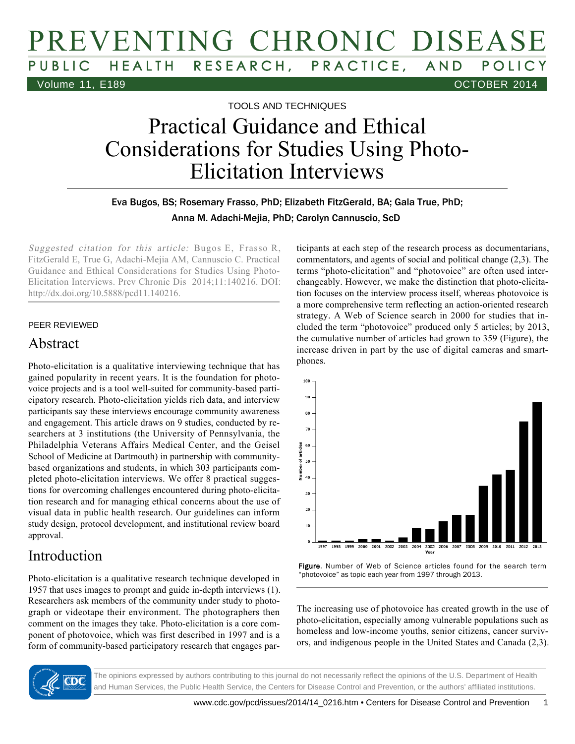TOOLS AND TECHNIQUES

# Practical Guidance and Ethical Considerations for Studies Using Photo-Elicitation Interviews

Eva Bugos, BS; Rosemary Frasso, PhD; Elizabeth FitzGerald, BA; Gala True, PhD; Anna M. Adachi-Mejia, PhD; Carolyn Cannuscio, ScD

*Suggested citation for this article:* Bugos E, Frasso R, FitzGerald E, True G, Adachi-Mejia AM, Cannuscio C. Practical Guidance and Ethical Considerations for Studies Using Photo-Elicitation Interviews. Prev Chronic Dis 2014;11:140216. DOI: http://dx.doi.org/10.5888/pcd11.140216.

PEER REVIEWED

## Abstract

Photo-elicitation is a qualitative interviewing technique that has gained popularity in recent years. It is the foundation for photovoice projects and is a tool well-suited for community-based participatory research. Photo-elicitation yields rich data, and interview participants say these interviews encourage community awareness and engagement. This article draws on 9 studies, conducted by researchers at 3 institutions (the University of Pennsylvania, the Philadelphia Veterans Affairs Medical Center, and the Geisel School of Medicine at Dartmouth) in partnership with community-based organizations and students, in which 303 participants completed photo-elicitation interviews. We offer 8 practical suggestions for overcoming challenges encountered during photo-elicitation research and for managing ethical concerns about the use of visual data in public health research. Our guidelines can inform study design, protocol development, and institutional review board approval.

## Introduction

Photo-elicitation is a qualitative research technique developed in 1957 that uses images to prompt and guide in-depth interviews (1). Researchers ask members of the community under study to photograph or videotape their environment. The photographers then comment on the images they take. Photo-elicitation is a core component of photovoice, which was first described in 1997 and is a form of community-based participatory research that engages participants at each step of the research process as documentarians, commentators, and agents of social and political change (2,3). The terms "photo-elicitation" and "photovoice" are often used interchangeably. However, we make the distinction that photo-elicitation focuses on the interview process itself, whereas photovoice is a more comprehensive term reflecting an action-oriented research strategy. A Web of Science search in 2000 for studies that included the term "photovoice" produced only 5 articles; by 2013, the cumulative number of articles had grown to 359 (Figure), the increase driven in part by the use of digital cameras and smartphones.

**Figure.** Number of Web of Science articles found for the search term "photovoice" as topic each year from 1997 through 2013.

The increasing use of photovoice has created growth in the use of photo-elicitation, especially among vulnerable populations such as homeless and low-income youths, senior citizens, cancer survivors, and indigenous people in the United States and Canada (2,3).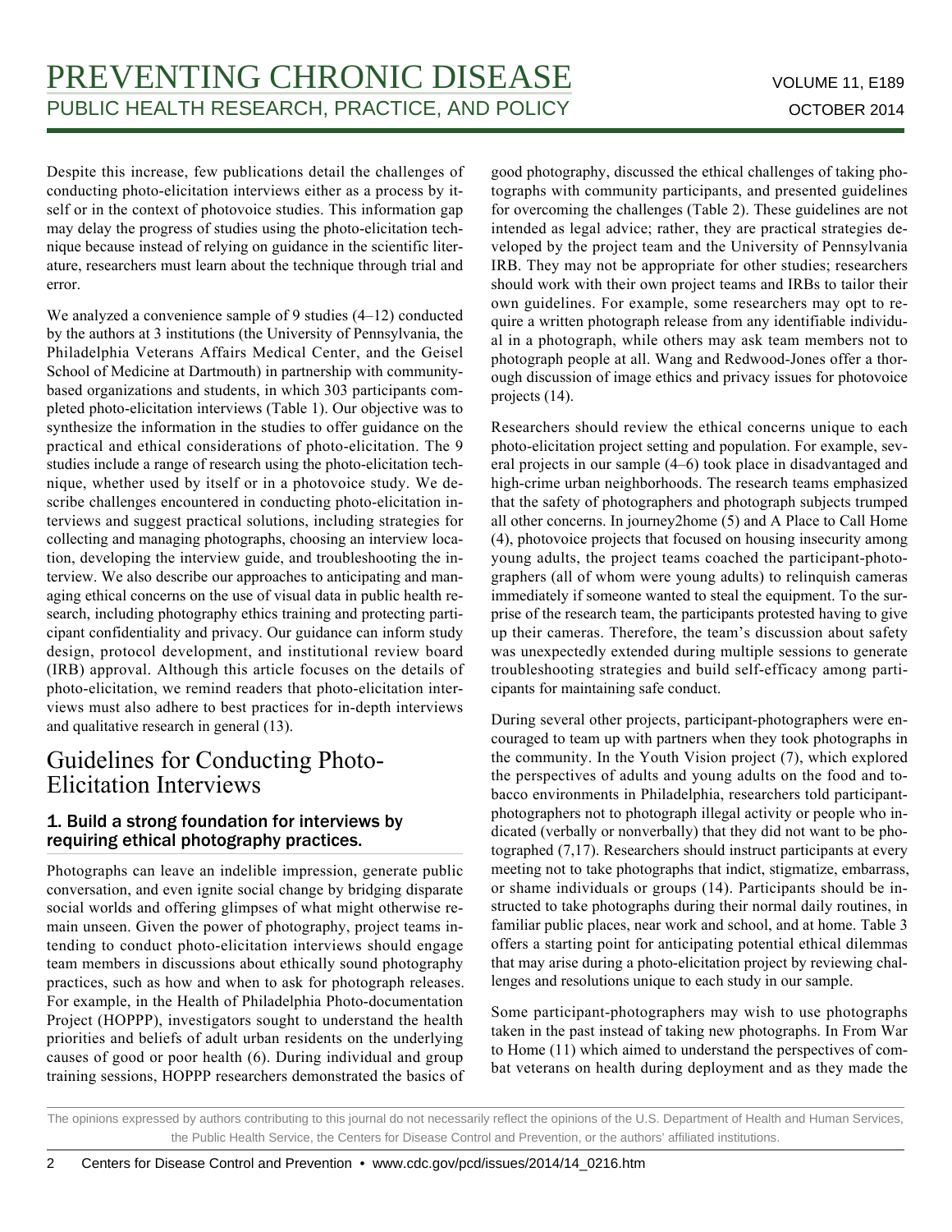Despite this increase, few publications detail the challenges of conducting photo-elicitation interviews either as a process by itself or in the context of photovoice studies. This information gap may delay the progress of studies using the photo-elicitation technique because instead of relying on guidance in the scientific literature, researchers must learn about the technique through trial and error.

We analyzed a convenience sample of 9 studies (4–12) conducted by the authors at 3 institutions (the University of Pennsylvania, the Philadelphia Veterans Affairs Medical Center, and the Geisel School of Medicine at Dartmouth) in partnership with community-based organizations and students, in which 303 participants completed photo-elicitation interviews (Table 1). Our objective was to synthesize the information in the studies to offer guidance on the practical and ethical considerations of photo-elicitation. The 9 studies include a range of research using the photo-elicitation technique, whether used by itself or in a photovoice study. We describe challenges encountered in conducting photo-elicitation interviews and suggest practical solutions, including strategies for collecting and managing photographs, choosing an interview location, developing the interview guide, and troubleshooting the interview. We also describe our approaches to anticipating and managing ethical concerns on the use of visual data in public health research, including photography ethics training and protecting participant confidentiality and privacy. Our guidance can inform study design, protocol development, and institutional review board (IRB) approval. Although this article focuses on the details of photo-elicitation, we remind readers that photo-elicitation interviews must also adhere to best practices for in-depth interviews and qualitative research in general (13).

## Guidelines for Conducting Photo-Elicitation Interviews

### 1. Build a strong foundation for interviews by requiring ethical photography practices.

Photographs can leave an indelible impression, generate public conversation, and even ignite social change by bridging disparate social worlds and offering glimpses of what might otherwise remain unseen. Given the power of photography, project teams intending to conduct photo-elicitation interviews should engage team members in discussions about ethically sound photography practices, such as how and when to ask for photograph releases. For example, in the Health of Philadelphia Photo-documentation Project (HOPPP), investigators sought to understand the health priorities and beliefs of adult urban residents on the underlying causes of good or poor health (6). During individual and group training sessions, HOPPP researchers demonstrated the basics of good photography, discussed the ethical challenges of taking photographs with community participants, and presented guidelines for overcoming the challenges (Table 2). These guidelines are not intended as legal advice; rather, they are practical strategies developed by the project team and the University of Pennsylvania IRB. They may not be appropriate for other studies; researchers should work with their own project teams and IRBs to tailor their own guidelines. For example, some researchers may opt to require a written photograph release from any identifiable individual in a photograph, while others may ask team members not to photograph people at all. Wang and Redwood-Jones offer a thorough discussion of image ethics and privacy issues for photovoice projects (14).

Researchers should review the ethical concerns unique to each photo-elicitation project setting and population. For example, several projects in our sample (4–6) took place in disadvantaged and high-crime urban neighborhoods. The research teams emphasized that the safety of photographers and photograph subjects trumped all other concerns. In journey2home (5) and A Place to Call Home (4), photovoice projects that focused on housing insecurity among young adults, the project teams coached the participant-photographers (all of whom were young adults) to relinquish cameras immediately if someone wanted to steal the equipment. To the surprise of the research team, the participants protested having to give up their cameras. Therefore, the team's discussion about safety was unexpectedly extended during multiple sessions to generate troubleshooting strategies and build self-efficacy among participants for maintaining safe conduct.

During several other projects, participant-photographers were encouraged to team up with partners when they took photographs in the community. In the Youth Vision project (7), which explored the perspectives of adults and young adults on the food and tobacco environments in Philadelphia, researchers told participant-photographers not to photograph illegal activity or people who indicated (verbally or nonverbally) that they did not want to be photographed (7,17). Researchers should instruct participants at every meeting not to take photographs that indict, stigmatize, embarrass, or shame individuals or groups (14). Participants should be instructed to take photographs during their normal daily routines, in familiar public places, near work and school, and at home. Table 3 offers a starting point for anticipating potential ethical dilemmas that may arise during a photo-elicitation project by reviewing challenges and resolutions unique to each study in our sample.

Some participant-photographers may wish to use photographs taken in the past instead of taking new photographs. In From War to Home (11) which aimed to understand the perspectives of combat veterans on health during deployment and as they made the

The opinions expressed by authors contributing to this journal do not necessarily reflect the opinions of the U.S. Department of Health and Human Services, the Public Health Service, the Centers for Disease Control and Prevention, or the authors' affiliated institutions.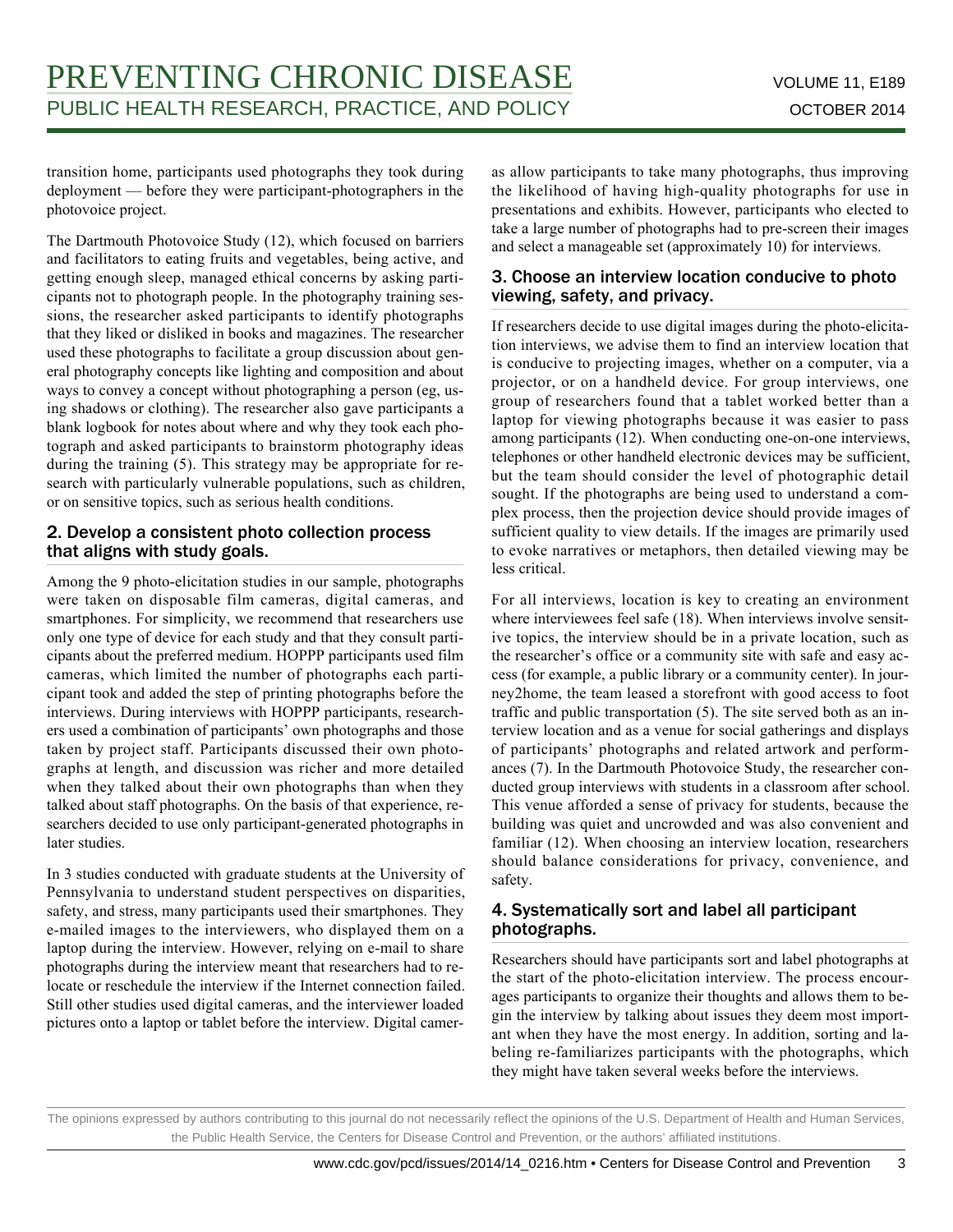transition home, participants used photographs they took during deployment — before they were participant-photographers in the photovoice project.

The Dartmouth Photovoice Study (12), which focused on barriers and facilitators to eating fruits and vegetables, being active, and getting enough sleep, managed ethical concerns by asking participants not to photograph people. In the photography training sessions, the researcher asked participants to identify photographs that they liked or disliked in books and magazines. The researcher used these photographs to facilitate a group discussion about general photography concepts like lighting and composition and about ways to convey a concept without photographing a person (eg, using shadows or clothing). The researcher also gave participants a blank logbook for notes about where and why they took each photograph and asked participants to brainstorm photography ideas during the training (5). This strategy may be appropriate for research with particularly vulnerable populations, such as children, or on sensitive topics, such as serious health conditions.

### 2. Develop a consistent photo collection process that aligns with study goals.

Among the 9 photo-elicitation studies in our sample, photographs were taken on disposable film cameras, digital cameras, and smartphones. For simplicity, we recommend that researchers use only one type of device for each study and that they consult participants about the preferred medium. HOPPP participants used film cameras, which limited the number of photographs each participant took and added the step of printing photographs before the interviews. During interviews with HOPPP participants, researchers used a combination of participants' own photographs and those taken by project staff. Participants discussed their own photographs at length, and discussion was richer and more detailed when they talked about their own photographs than when they talked about staff photographs. On the basis of that experience, researchers decided to use only participant-generated photographs in later studies.

In 3 studies conducted with graduate students at the University of Pennsylvania to understand student perspectives on disparities, safety, and stress, many participants used their smartphones. They e-mailed images to the interviewers, who displayed them on a laptop during the interview. However, relying on e-mail to share photographs during the interview meant that researchers had to relocate or reschedule the interview if the Internet connection failed. Still other studies used digital cameras, and the interviewer loaded pictures onto a laptop or tablet before the interview. Digital cameras allow participants to take many photographs, thus improving the likelihood of having high-quality photographs for use in presentations and exhibits. However, participants who elected to take a large number of photographs had to pre-screen their images and select a manageable set (approximately 10) for interviews.

### 3. Choose an interview location conducive to photo viewing, safety, and privacy.

If researchers decide to use digital images during the photo-elicitation interviews, we advise them to find an interview location that is conducive to projecting images, whether on a computer, via a projector, or on a handheld device. For group interviews, one group of researchers found that a tablet worked better than a laptop for viewing photographs because it was easier to pass among participants (12). When conducting one-on-one interviews, telephones or other handheld electronic devices may be sufficient, but the team should consider the level of photographic detail sought. If the photographs are being used to understand a complex process, then the projection device should provide images of sufficient quality to view details. If the images are primarily used to evoke narratives or metaphors, then detailed viewing may be less critical.

For all interviews, location is key to creating an environment where interviewees feel safe (18). When interviews involve sensitive topics, the interview should be in a private location, such as the researcher's office or a community site with safe and easy access (for example, a public library or a community center). In journey2home, the team leased a storefront with good access to foot traffic and public transportation (5). The site served both as an interview location and as a venue for social gatherings and displays of participants' photographs and related artwork and performances (7). In the Dartmouth Photovoice Study, the researcher conducted group interviews with students in a classroom after school. This venue afforded a sense of privacy for students, because the building was quiet and uncrowded and was also convenient and familiar (12). When choosing an interview location, researchers should balance considerations for privacy, convenience, and safety.

### 4. Systematically sort and label all participant photographs.

Researchers should have participants sort and label photographs at the start of the photo-elicitation interview. The process encourages participants to organize their thoughts and allows them to begin the interview by talking about issues they deem most important when they have the most energy. In addition, sorting and labeling re-familiarizes participants with the photographs, which they might have taken several weeks before the interviews.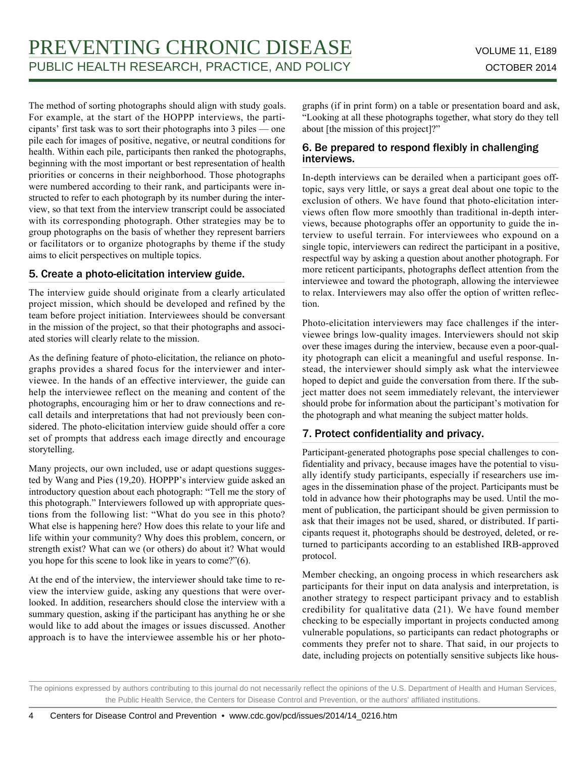The method of sorting photographs should align with study goals. For example, at the start of the HOPPP interviews, the participants' first task was to sort their photographs into 3 piles — one pile each for images of positive, negative, or neutral conditions for health. Within each pile, participants then ranked the photographs, beginning with the most important or best representation of health priorities or concerns in their neighborhood. Those photographs were numbered according to their rank, and participants were instructed to refer to each photograph by its number during the interview, so that text from the interview transcript could be associated with its corresponding photograph. Other strategies may be to group photographs on the basis of whether they represent barriers or facilitators or to organize photographs by theme if the study aims to elicit perspectives on multiple topics.

### 5. Create a photo-elicitation interview guide.

The interview guide should originate from a clearly articulated project mission, which should be developed and refined by the team before project initiation. Interviewees should be conversant in the mission of the project, so that their photographs and associated stories will clearly relate to the mission.

As the defining feature of photo-elicitation, the reliance on photographs provides a shared focus for the interviewer and interviewee. In the hands of an effective interviewer, the guide can help the interviewee reflect on the meaning and content of the photographs, encouraging him or her to draw connections and recall details and interpretations that had not previously been considered. The photo-elicitation interview guide should offer a core set of prompts that address each image directly and encourage storytelling.

Many projects, our own included, use or adapt questions suggested by Wang and Pies (19,20). HOPPP's interview guide asked an introductory question about each photograph: "Tell me the story of this photograph." Interviewers followed up with appropriate questions from the following list: "What do you see in this photo? What else is happening here? How does this relate to your life and life within your community? Why does this problem, concern, or strength exist? What can we (or others) do about it? What would you hope for this scene to look like in years to come?"(6).

At the end of the interview, the interviewer should take time to review the interview guide, asking any questions that were overlooked. In addition, researchers should close the interview with a summary question, asking if the participant has anything he or she would like to add about the images or issues discussed. Another approach is to have the interviewee assemble his or her photographs (if in print form) on a table or presentation board and ask, "Looking at all these photographs together, what story do they tell about [the mission of this project]?"

### 6. Be prepared to respond flexibly in challenging interviews.

In-depth interviews can be derailed when a participant goes off-topic, says very little, or says a great deal about one topic to the exclusion of others. We have found that photo-elicitation interviews often flow more smoothly than traditional in-depth interviews, because photographs offer an opportunity to guide the interview to useful terrain. For interviewees who expound on a single topic, interviewers can redirect the participant in a positive, respectful way by asking a question about another photograph. For more reticent participants, photographs deflect attention from the interviewee and toward the photograph, allowing the interviewee to relax. Interviewers may also offer the option of written reflection.

Photo-elicitation interviewers may face challenges if the interviewee brings low-quality images. Interviewers should not skip over these images during the interview, because even a poor-quality photograph can elicit a meaningful and useful response. Instead, the interviewer should simply ask what the interviewee hoped to depict and guide the conversation from there. If the subject matter does not seem immediately relevant, the interviewer should probe for information about the participant's motivation for the photograph and what meaning the subject matter holds.

### 7. Protect confidentiality and privacy.

Participant-generated photographs pose special challenges to confidentiality and privacy, because images have the potential to visually identify study participants, especially if researchers use images in the dissemination phase of the project. Participants must be told in advance how their photographs may be used. Until the moment of publication, the participant should be given permission to ask that their images not be used, shared, or distributed. If participants request it, photographs should be destroyed, deleted, or returned to participants according to an established IRB-approved protocol.

Member checking, an ongoing process in which researchers ask participants for their input on data analysis and interpretation, is another strategy to respect participant privacy and to establish credibility for qualitative data (21). We have found member checking to be especially important in projects conducted among vulnerable populations, so participants can redact photographs or comments they prefer not to share. That said, in our projects to date, including projects on potentially sensitive subjects like hous-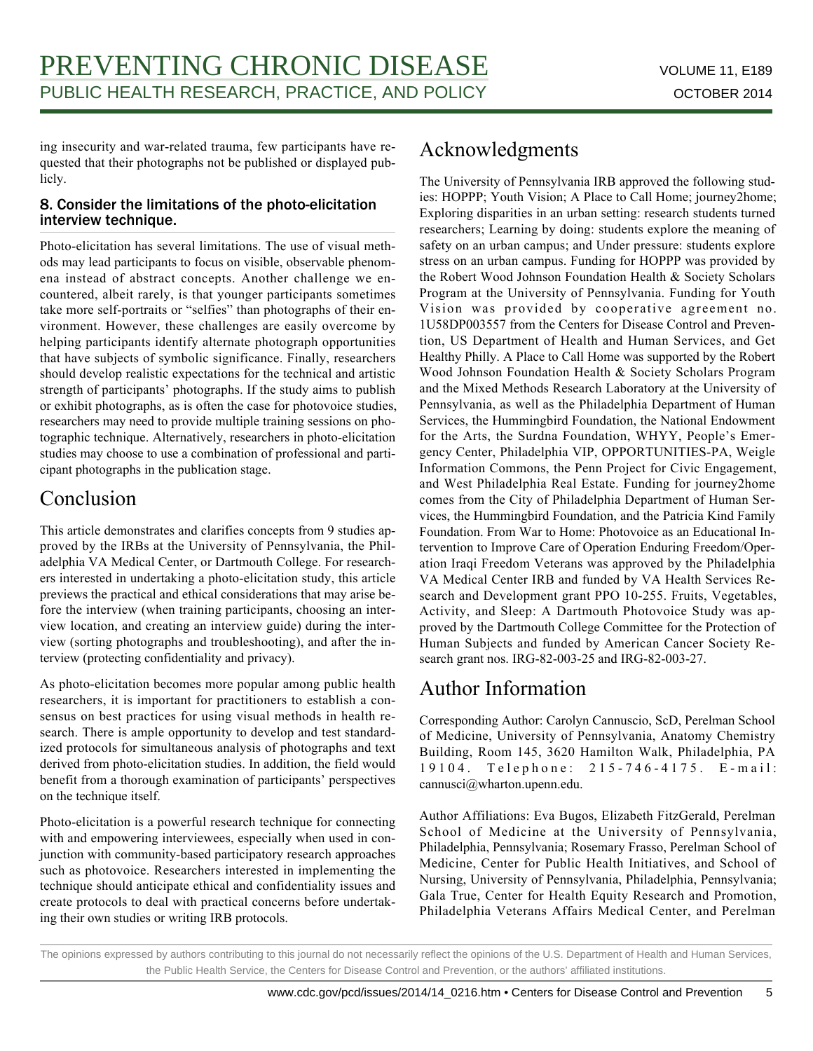ing insecurity and war-related trauma, few participants have requested that their photographs not be published or displayed publicly.

### 8. Consider the limitations of the photo-elicitation interview technique.

Photo-elicitation has several limitations. The use of visual methods may lead participants to focus on visible, observable phenomena instead of abstract concepts. Another challenge we encountered, albeit rarely, is that younger participants sometimes take more self-portraits or "selfies" than photographs of their environment. However, these challenges are easily overcome by helping participants identify alternate photograph opportunities that have subjects of symbolic significance. Finally, researchers should develop realistic expectations for the technical and artistic strength of participants' photographs. If the study aims to publish or exhibit photographs, as is often the case for photovoice studies, researchers may need to provide multiple training sessions on photographic technique. Alternatively, researchers in photo-elicitation studies may choose to use a combination of professional and participant photographs in the publication stage.

## Conclusion

This article demonstrates and clarifies concepts from 9 studies approved by the IRBs at the University of Pennsylvania, the Philadelphia VA Medical Center, or Dartmouth College. For researchers interested in undertaking a photo-elicitation study, this article previews the practical and ethical considerations that may arise before the interview (when training participants, choosing an interview location, and creating an interview guide) during the interview (sorting photographs and troubleshooting), and after the interview (protecting confidentiality and privacy).

As photo-elicitation becomes more popular among public health researchers, it is important for practitioners to establish a consensus on best practices for using visual methods in health research. There is ample opportunity to develop and test standardized protocols for simultaneous analysis of photographs and text derived from photo-elicitation studies. In addition, the field would benefit from a thorough examination of participants' perspectives on the technique itself.

Photo-elicitation is a powerful research technique for connecting with and empowering interviewees, especially when used in conjunction with community-based participatory research approaches such as photovoice. Researchers interested in implementing the technique should anticipate ethical and confidentiality issues and create protocols to deal with practical concerns before undertaking their own studies or writing IRB protocols.

## Acknowledgments

The University of Pennsylvania IRB approved the following studies: HOPPP; Youth Vision; A Place to Call Home; journey2home; Exploring disparities in an urban setting: research students turned researchers; Learning by doing: students explore the meaning of safety on an urban campus; and Under pressure: students explore stress on an urban campus. Funding for HOPPP was provided by the Robert Wood Johnson Foundation Health & Society Scholars Program at the University of Pennsylvania. Funding for Youth Vision was provided by cooperative agreement no. 1U58DP003557 from the Centers for Disease Control and Prevention, US Department of Health and Human Services, and Get Healthy Philly. A Place to Call Home was supported by the Robert Wood Johnson Foundation Health & Society Scholars Program and the Mixed Methods Research Laboratory at the University of Pennsylvania, as well as the Philadelphia Department of Human Services, the Hummingbird Foundation, the National Endowment for the Arts, the Surdna Foundation, WHYY, People's Emergency Center, Philadelphia VIP, OPPORTUNITIES-PA, Weigle Information Commons, the Penn Project for Civic Engagement, and West Philadelphia Real Estate. Funding for journey2home comes from the City of Philadelphia Department of Human Services, the Hummingbird Foundation, and the Patricia Kind Family Foundation. From War to Home: Photovoice as an Educational Intervention to Improve Care of Operation Enduring Freedom/Operation Iraqi Freedom Veterans was approved by the Philadelphia VA Medical Center IRB and funded by VA Health Services Research and Development grant PPO 10-255. Fruits, Vegetables, Activity, and Sleep: A Dartmouth Photovoice Study was approved by the Dartmouth College Committee for the Protection of Human Subjects and funded by American Cancer Society Research grant nos. IRG-82-003-25 and IRG-82-003-27.

## Author Information

Corresponding Author: Carolyn Cannuscio, ScD, Perelman School of Medicine, University of Pennsylvania, Anatomy Chemistry Building, Room 145, 3620 Hamilton Walk, Philadelphia, PA 19104. Telephone: 215-746-4175. E-mail: cannusci@wharton.upenn.edu.

Author Affiliations: Eva Bugos, Elizabeth FitzGerald, Perelman School of Medicine at the University of Pennsylvania, Philadelphia, Pennsylvania; Rosemary Frasso, Perelman School of Medicine, Center for Public Health Initiatives, and School of Nursing, University of Pennsylvania, Philadelphia, Pennsylvania; Gala True, Center for Health Equity Research and Promotion, Philadelphia Veterans Affairs Medical Center, and Perelman

The opinions expressed by authors contributing to this journal do not necessarily reflect the opinions of the U.S. Department of Health and Human Services, the Public Health Service, the Centers for Disease Control and Prevention, or the authors' affiliated institutions.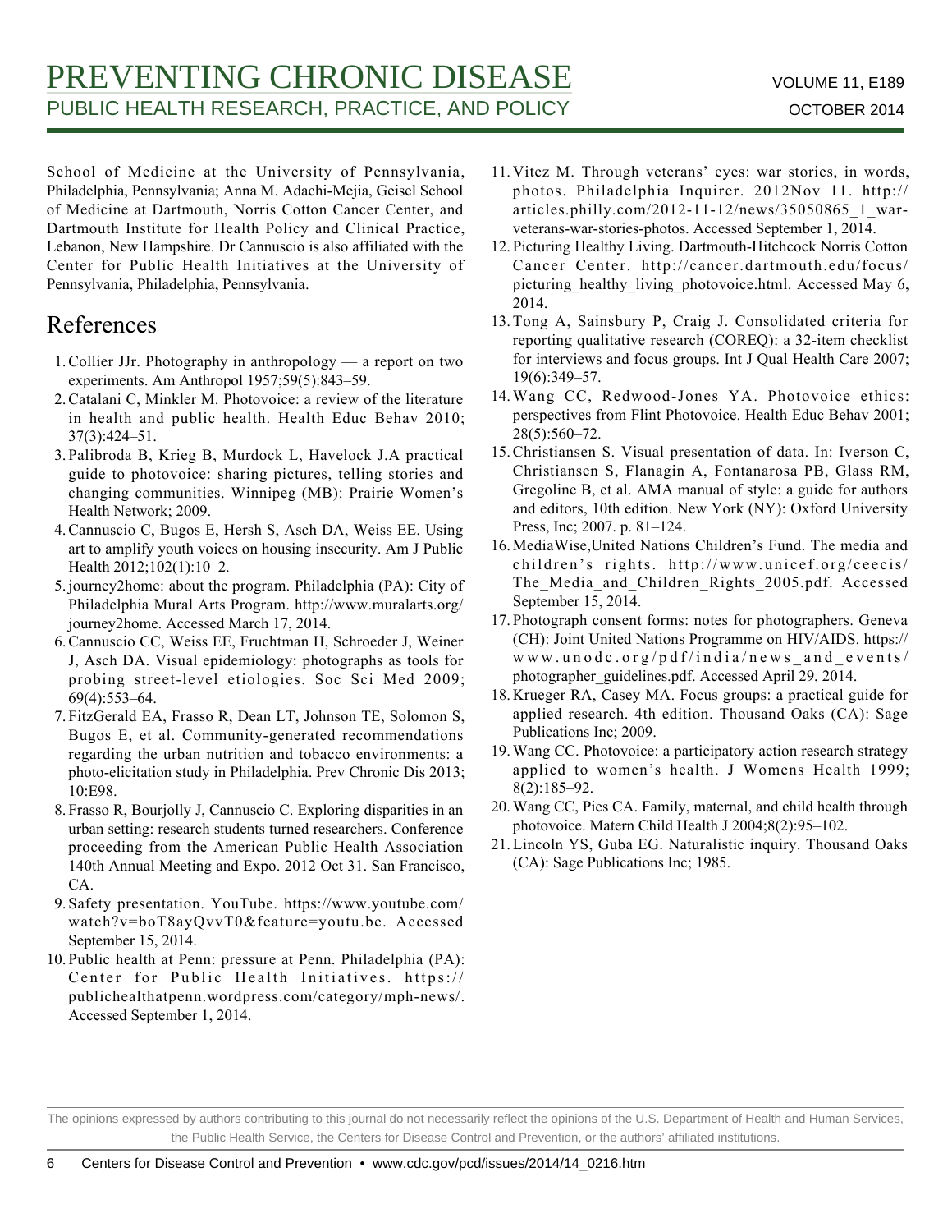School of Medicine at the University of Pennsylvania, Philadelphia, Pennsylvania; Anna M. Adachi-Mejia, Geisel School of Medicine at Dartmouth, Norris Cotton Cancer Center, and Dartmouth Institute for Health Policy and Clinical Practice, Lebanon, New Hampshire. Dr Cannuscio is also affiliated with the Center for Public Health Initiatives at the University of Pennsylvania, Philadelphia, Pennsylvania.

## References

1. Collier JJr. Photography in anthropology — a report on two experiments. Am Anthropol 1957;59(5):843–59.
2. Catalani C, Minkler M. Photovoice: a review of the literature in health and public health. Health Educ Behav 2010; 37(3):424–51.
3. Palibroda B, Krieg B, Murdock L, Havelock J.A practical guide to photovoice: sharing pictures, telling stories and changing communities. Winnipeg (MB): Prairie Women's Health Network; 2009.
4. Cannuscio C, Bugos E, Hersh S, Asch DA, Weiss EE. Using art to amplify youth voices on housing insecurity. Am J Public Health 2012;102(1):10–2.
5. journey2home: about the program. Philadelphia (PA): City of Philadelphia Mural Arts Program. http://www.muralarts.org/journey2home. Accessed March 17, 2014.
6. Cannuscio CC, Weiss EE, Fruchtman H, Schroeder J, Weiner J, Asch DA. Visual epidemiology: photographs as tools for probing street-level etiologies. Soc Sci Med 2009; 69(4):553–64.
7. FitzGerald EA, Frasso R, Dean LT, Johnson TE, Solomon S, Bugos E, et al. Community-generated recommendations regarding the urban nutrition and tobacco environments: a photo-elicitation study in Philadelphia. Prev Chronic Dis 2013; 10:E98.
8. Frasso R, Bourjolly J, Cannuscio C. Exploring disparities in an urban setting: research students turned researchers. Conference proceeding from the American Public Health Association 140th Annual Meeting and Expo. 2012 Oct 31. San Francisco, CA.
9. Safety presentation. YouTube. https://www.youtube.com/watch?v=boT8ayQvvT0&feature=youtu.be. Accessed September 15, 2014.
10. Public health at Penn: pressure at Penn. Philadelphia (PA): Center for Public Health Initiatives. https://publichealthatpenn.wordpress.com/category/mph-news/. Accessed September 1, 2014.
11. Vitez M. Through veterans' eyes: war stories, in words, photos. Philadelphia Inquirer. 2012Nov 11. http://articles.philly.com/2012-11-12/news/35050865_1_war-veterans-war-stories-photos. Accessed September 1, 2014.
12. Picturing Healthy Living. Dartmouth-Hitchcock Norris Cotton Cancer Center. http://cancer.dartmouth.edu/focus/picturing_healthy_living_photovoice.html. Accessed May 6, 2014.
13. Tong A, Sainsbury P, Craig J. Consolidated criteria for reporting qualitative research (COREQ): a 32-item checklist for interviews and focus groups. Int J Qual Health Care 2007; 19(6):349–57.
14. Wang CC, Redwood-Jones YA. Photovoice ethics: perspectives from Flint Photovoice. Health Educ Behav 2001; 28(5):560–72.
15. Christiansen S. Visual presentation of data. In: Iverson C, Christiansen S, Flanagin A, Fontanarosa PB, Glass RM, Gregoline B, et al. AMA manual of style: a guide for authors and editors, 10th edition. New York (NY): Oxford University Press, Inc; 2007. p. 81–124.
16. MediaWise,United Nations Children's Fund. The media and children's rights. http://www.unicef.org/ceecis/The_Media_and_Children_Rights_2005.pdf. Accessed September 15, 2014.
17. Photograph consent forms: notes for photographers. Geneva (CH): Joint United Nations Programme on HIV/AIDS. https://www.unodc.org/pdf/india/news_and_events/photographer_guidelines.pdf. Accessed April 29, 2014.
18. Krueger RA, Casey MA. Focus groups: a practical guide for applied research. 4th edition. Thousand Oaks (CA): Sage Publications Inc; 2009.
19. Wang CC. Photovoice: a participatory action research strategy applied to women's health. J Womens Health 1999; 8(2):185–92.
20. Wang CC, Pies CA. Family, maternal, and child health through photovoice. Matern Child Health J 2004;8(2):95–102.
21. Lincoln YS, Guba EG. Naturalistic inquiry. Thousand Oaks (CA): Sage Publications Inc; 1985.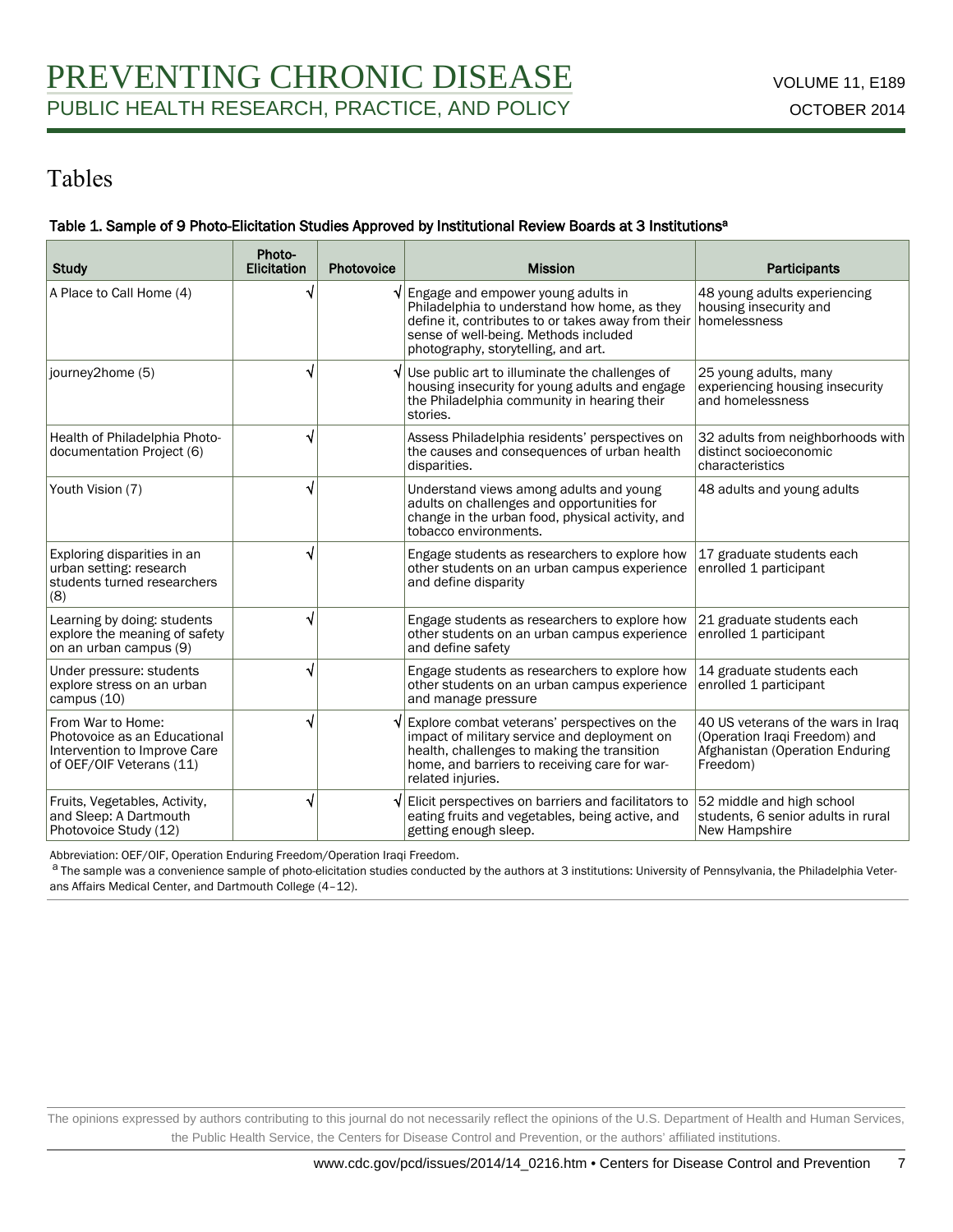# Tables

**Table 1. Sample of 9 Photo-Elicitation Studies Approved by Institutional Review Boards at 3 Institutions[a]**

| Study | Photo-Elicitation | Photovoice | Mission | Participants |
|---|---|---|---|---|
| A Place to Call Home (4) | √ | √ | Engage and empower young adults in Philadelphia to understand how home, as they define it, contributes to or takes away from their sense of well-being. Methods included photography, storytelling, and art. | 48 young adults experiencing housing insecurity and homelessness |
| journey2home (5) | √ | √ | Use public art to illuminate the challenges of housing insecurity for young adults and engage the Philadelphia community in hearing their stories. | 25 young adults, many experiencing housing insecurity and homelessness |
| Health of Philadelphia Photo-documentation Project (6) | √ | | Assess Philadelphia residents' perspectives on the causes and consequences of urban health disparities. | 32 adults from neighborhoods with distinct socioeconomic characteristics |
| Youth Vision (7) | √ | | Understand views among adults and young adults on challenges and opportunities for change in the urban food, physical activity, and tobacco environments. | 48 adults and young adults |
| Exploring disparities in an urban setting: research students turned researchers (8) | √ | | Engage students as researchers to explore how other students on an urban campus experience and define disparity | 17 graduate students each enrolled 1 participant |
| Learning by doing: students explore the meaning of safety on an urban campus (9) | √ | | Engage students as researchers to explore how other students on an urban campus experience and define safety | 21 graduate students each enrolled 1 participant |
| Under pressure: students explore stress on an urban campus (10) | √ | | Engage students as researchers to explore how other students on an urban campus experience and manage pressure | 14 graduate students each enrolled 1 participant |
| From War to Home: Photovoice as an Educational Intervention to Improve Care of OEF/OIF Veterans (11) | √ | √ | Explore combat veterans' perspectives on the impact of military service and deployment on health, challenges to making the transition home, and barriers to receiving care for war-related injuries. | 40 US veterans of the wars in Iraq (Operation Iraqi Freedom) and Afghanistan (Operation Enduring Freedom) |
| Fruits, Vegetables, Activity, and Sleep: A Dartmouth Photovoice Study (12) | √ | √ | Elicit perspectives on barriers and facilitators to eating fruits and vegetables, being active, and getting enough sleep. | 52 middle and high school students, 6 senior adults in rural New Hampshire |

Abbreviation: OEF/OIF, Operation Enduring Freedom/Operation Iraqi Freedom.

[a] The sample was a convenience sample of photo-elicitation studies conducted by the authors at 3 institutions: University of Pennsylvania, the Philadelphia Veterans Affairs Medical Center, and Dartmouth College (4–12).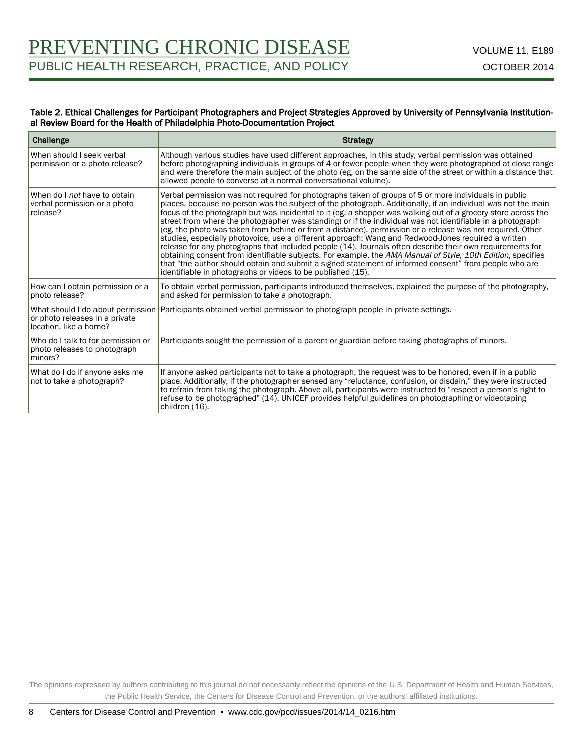**Table 2. Ethical Challenges for Participant Photographers and Project Strategies Approved by University of Pennsylvania Institutional Review Board for the Health of Philadelphia Photo-Documentation Project**

| Challenge | Strategy |
|---|---|
| When should I seek verbal permission or a photo release? | Although various studies have used different approaches, in this study, verbal permission was obtained before photographing individuals in groups of 4 or fewer people when they were photographed at close range and were therefore the main subject of the photo (eg, on the same side of the street or within a distance that allowed people to converse at a normal conversational volume). |
| When do I *not* have to obtain verbal permission or a photo release? | Verbal permission was not required for photographs taken of groups of 5 or more individuals in public places, because no person was the subject of the photograph. Additionally, if an individual was not the main focus of the photograph but was incidental to it (eg, a shopper was walking out of a grocery store across the street from where the photographer was standing) or if the individual was not identifiable in a photograph (eg, the photo was taken from behind or from a distance), permission or a release was not required. Other studies, especially photovoice, use a different approach; Wang and Redwood-Jones required a written release for any photographs that included people (14). Journals often describe their own requirements for obtaining consent from identifiable subjects. For example, the *AMA Manual of Style, 10th Edition*, specifies that "the author should obtain and submit a signed statement of informed consent" from people who are identifiable in photographs or videos to be published (15). |
| How can I obtain permission or a photo release? | To obtain verbal permission, participants introduced themselves, explained the purpose of the photography, and asked for permission to take a photograph. |
| What should I do about permission or photo releases in a private location, like a home? | Participants obtained verbal permission to photograph people in private settings. |
| Who do I talk to for permission or photo releases to photograph minors? | Participants sought the permission of a parent or guardian before taking photographs of minors. |
| What do I do if anyone asks me not to take a photograph? | If anyone asked participants not to take a photograph, the request was to be honored, even if in a public place. Additionally, if the photographer sensed any "reluctance, confusion, or disdain," they were instructed to refrain from taking the photograph. Above all, participants were instructed to "respect a person's right to refuse to be photographed" (14). UNICEF provides helpful guidelines on photographing or videotaping children (16). |

The opinions expressed by authors contributing to this journal do not necessarily reflect the opinions of the U.S. Department of Health and Human Services, the Public Health Service, the Centers for Disease Control and Prevention, or the authors' affiliated institutions.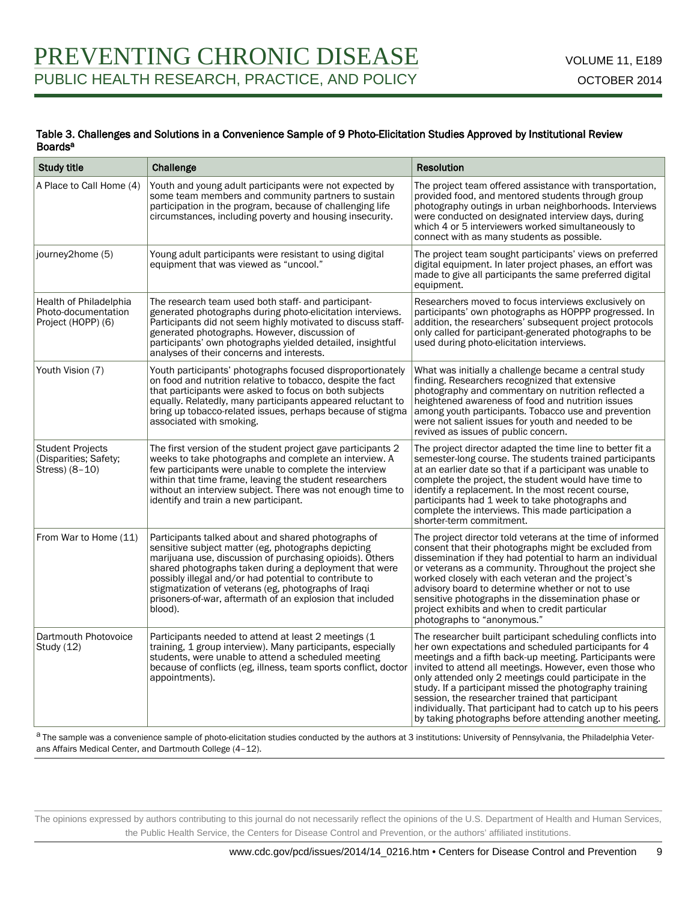**Table 3. Challenges and Solutions in a Convenience Sample of 9 Photo-Elicitation Studies Approved by Institutional Review Boards[a]**

| Study title | Challenge | Resolution |
|---|---|---|
| A Place to Call Home (4) | Youth and young adult participants were not expected by some team members and community partners to sustain participation in the program, because of challenging life circumstances, including poverty and housing insecurity. | The project team offered assistance with transportation, provided food, and mentored students through group photography outings in urban neighborhoods. Interviews were conducted on designated interview days, during which 4 or 5 interviewers worked simultaneously to connect with as many students as possible. |
| journey2home (5) | Young adult participants were resistant to using digital equipment that was viewed as "uncool." | The project team sought participants' views on preferred digital equipment. In later project phases, an effort was made to give all participants the same preferred digital equipment. |
| Health of Philadelphia Photo-documentation Project (HOPP) (6) | The research team used both staff- and participant-generated photographs during photo-elicitation interviews. Participants did not seem highly motivated to discuss staff-generated photographs. However, discussion of participants' own photographs yielded detailed, insightful analyses of their concerns and interests. | Researchers moved to focus interviews exclusively on participants' own photographs as HOPPP progressed. In addition, the researchers' subsequent project protocols only called for participant-generated photographs to be used during photo-elicitation interviews. |
| Youth Vision (7) | Youth participants' photographs focused disproportionately on food and nutrition relative to tobacco, despite the fact that participants were asked to focus on both subjects equally. Relatedly, many participants appeared reluctant to bring up tobacco-related issues, perhaps because of stigma associated with smoking. | What was initially a challenge became a central study finding. Researchers recognized that extensive photography and commentary on nutrition reflected a heightened awareness of food and nutrition issues among youth participants. Tobacco use and prevention were not salient issues for youth and needed to be revived as issues of public concern. |
| Student Projects (Disparities; Safety; Stress) (8–10) | The first version of the student project gave participants 2 weeks to take photographs and complete an interview. A few participants were unable to complete the interview within that time frame, leaving the student researchers without an interview subject. There was not enough time to identify and train a new participant. | The project director adapted the time line to better fit a semester-long course. The students trained participants at an earlier date so that if a participant was unable to complete the project, the student would have time to identify a replacement. In the most recent course, participants had 1 week to take photographs and complete the interviews. This made participation a shorter-term commitment. |
| From War to Home (11) | Participants talked about and shared photographs of sensitive subject matter (eg, photographs depicting marijuana use, discussion of purchasing opioids). Others shared photographs taken during a deployment that were possibly illegal and/or had potential to contribute to stigmatization of veterans (eg, photographs of Iraqi prisoners-of-war, aftermath of an explosion that included blood). | The project director told veterans at the time of informed consent that their photographs might be excluded from dissemination if they had potential to harm an individual or veterans as a community. Throughout the project she worked closely with each veteran and the project's advisory board to determine whether or not to use sensitive photographs in the dissemination phase or project exhibits and when to credit particular photographs to "anonymous." |
| Dartmouth Photovoice Study (12) | Participants needed to attend at least 2 meetings (1 training, 1 group interview). Many participants, especially students, were unable to attend a scheduled meeting because of conflicts (eg, illness, team sports conflict, doctor appointments). | The researcher built participant scheduling conflicts into her own expectations and scheduled participants for 4 meetings and a fifth back-up meeting. Participants were invited to attend all meetings. However, even those who only attended only 2 meetings could participate in the study. If a participant missed the photography training session, the researcher trained that participant individually. That participant had to catch up to his peers by taking photographs before attending another meeting. |

[a] The sample was a convenience sample of photo-elicitation studies conducted by the authors at 3 institutions: University of Pennsylvania, the Philadelphia Veterans Affairs Medical Center, and Dartmouth College (4–12).